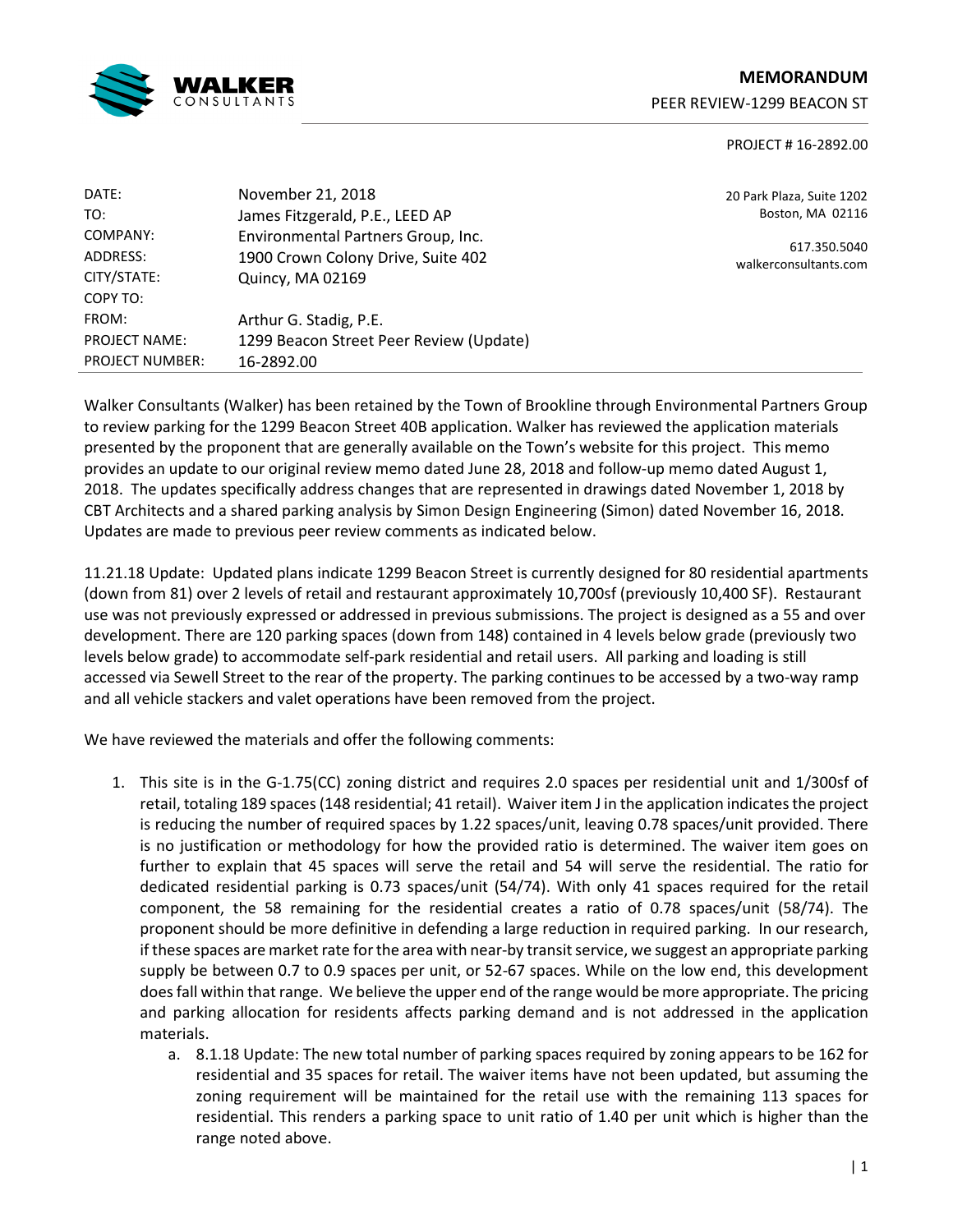WALKER CONSULTANTS

**MEMORANDUM**

PEER REVIEW-1299 BEACON ST

PROJECT # 16-2892.00

20 Park Plaza, Suite 1202
Boston, MA 02116

617.350.5040
walkerconsultants.com

| | |
|---|---|
| DATE: | November 21, 2018 |
| TO: | James Fitzgerald, P.E., LEED AP |
| COMPANY: | Environmental Partners Group, Inc. |
| ADDRESS: | 1900 Crown Colony Drive, Suite 402 |
| CITY/STATE: | Quincy, MA 02169 |
| COPY TO: | |
| FROM: | Arthur G. Stadig, P.E. |
| PROJECT NAME: | 1299 Beacon Street Peer Review (Update) |
| PROJECT NUMBER: | 16-2892.00 |

Walker Consultants (Walker) has been retained by the Town of Brookline through Environmental Partners Group to review parking for the 1299 Beacon Street 40B application. Walker has reviewed the application materials presented by the proponent that are generally available on the Town's website for this project. This memo provides an update to our original review memo dated June 28, 2018 and follow-up memo dated August 1, 2018. The updates specifically address changes that are represented in drawings dated November 1, 2018 by CBT Architects and a shared parking analysis by Simon Design Engineering (Simon) dated November 16, 2018. Updates are made to previous peer review comments as indicated below.

11.21.18 Update: Updated plans indicate 1299 Beacon Street is currently designed for 80 residential apartments (down from 81) over 2 levels of retail and restaurant approximately 10,700sf (previously 10,400 SF). Restaurant use was not previously expressed or addressed in previous submissions. The project is designed as a 55 and over development. There are 120 parking spaces (down from 148) contained in 4 levels below grade (previously two levels below grade) to accommodate self-park residential and retail users. All parking and loading is still accessed via Sewell Street to the rear of the property. The parking continues to be accessed by a two-way ramp and all vehicle stackers and valet operations have been removed from the project.

We have reviewed the materials and offer the following comments:

1. This site is in the G-1.75(CC) zoning district and requires 2.0 spaces per residential unit and 1/300sf of retail, totaling 189 spaces (148 residential; 41 retail). Waiver item J in the application indicates the project is reducing the number of required spaces by 1.22 spaces/unit, leaving 0.78 spaces/unit provided. There is no justification or methodology for how the provided ratio is determined. The waiver item goes on further to explain that 45 spaces will serve the retail and 54 will serve the residential. The ratio for dedicated residential parking is 0.73 spaces/unit (54/74). With only 41 spaces required for the retail component, the 58 remaining for the residential creates a ratio of 0.78 spaces/unit (58/74). The proponent should be more definitive in defending a large reduction in required parking. In our research, if these spaces are market rate for the area with near-by transit service, we suggest an appropriate parking supply be between 0.7 to 0.9 spaces per unit, or 52-67 spaces. While on the low end, this development does fall within that range. We believe the upper end of the range would be more appropriate. The pricing and parking allocation for residents affects parking demand and is not addressed in the application materials.
    a. 8.1.18 Update: The new total number of parking spaces required by zoning appears to be 162 for residential and 35 spaces for retail. The waiver items have not been updated, but assuming the zoning requirement will be maintained for the retail use with the remaining 113 spaces for residential. This renders a parking space to unit ratio of 1.40 per unit which is higher than the range noted above.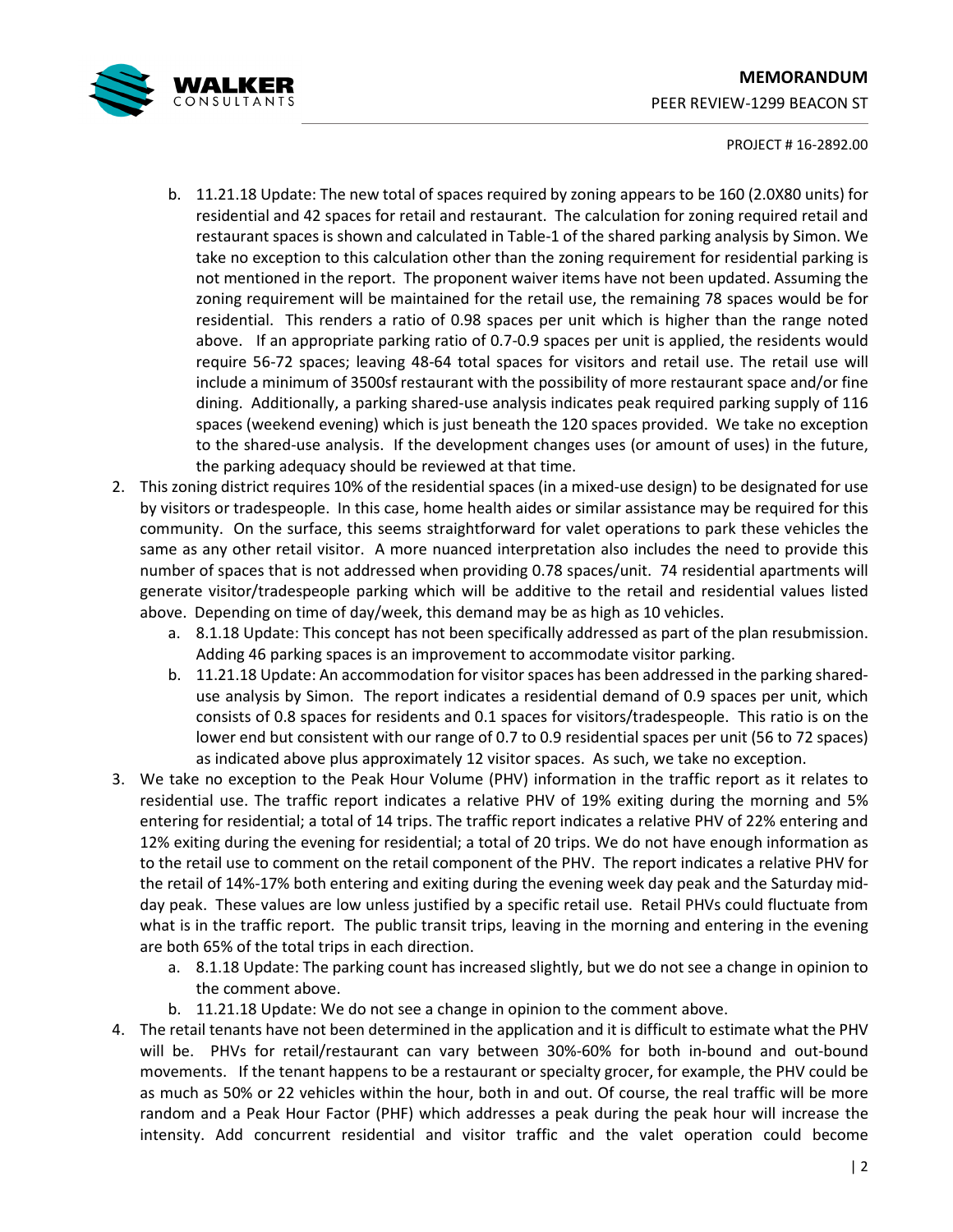b. 11.21.18 Update: The new total of spaces required by zoning appears to be 160 (2.0X80 units) for residential and 42 spaces for retail and restaurant. The calculation for zoning required retail and restaurant spaces is shown and calculated in Table-1 of the shared parking analysis by Simon. We take no exception to this calculation other than the zoning requirement for residential parking is not mentioned in the report. The proponent waiver items have not been updated. Assuming the zoning requirement will be maintained for the retail use, the remaining 78 spaces would be for residential. This renders a ratio of 0.98 spaces per unit which is higher than the range noted above. If an appropriate parking ratio of 0.7-0.9 spaces per unit is applied, the residents would require 56-72 spaces; leaving 48-64 total spaces for visitors and retail use. The retail use will include a minimum of 3500sf restaurant with the possibility of more restaurant space and/or fine dining. Additionally, a parking shared-use analysis indicates peak required parking supply of 116 spaces (weekend evening) which is just beneath the 120 spaces provided. We take no exception to the shared-use analysis. If the development changes uses (or amount of uses) in the future, the parking adequacy should be reviewed at that time.

2. This zoning district requires 10% of the residential spaces (in a mixed-use design) to be designated for use by visitors or tradespeople. In this case, home health aides or similar assistance may be required for this community. On the surface, this seems straightforward for valet operations to park these vehicles the same as any other retail visitor. A more nuanced interpretation also includes the need to provide this number of spaces that is not addressed when providing 0.78 spaces/unit. 74 residential apartments will generate visitor/tradespeople parking which will be additive to the retail and residential values listed above. Depending on time of day/week, this demand may be as high as 10 vehicles.
   a. 8.1.18 Update: This concept has not been specifically addressed as part of the plan resubmission. Adding 46 parking spaces is an improvement to accommodate visitor parking.
   b. 11.21.18 Update: An accommodation for visitor spaces has been addressed in the parking shared-use analysis by Simon. The report indicates a residential demand of 0.9 spaces per unit, which consists of 0.8 spaces for residents and 0.1 spaces for visitors/tradespeople. This ratio is on the lower end but consistent with our range of 0.7 to 0.9 residential spaces per unit (56 to 72 spaces) as indicated above plus approximately 12 visitor spaces. As such, we take no exception.

3. We take no exception to the Peak Hour Volume (PHV) information in the traffic report as it relates to residential use. The traffic report indicates a relative PHV of 19% exiting during the morning and 5% entering for residential; a total of 14 trips. The traffic report indicates a relative PHV of 22% entering and 12% exiting during the evening for residential; a total of 20 trips. We do not have enough information as to the retail use to comment on the retail component of the PHV. The report indicates a relative PHV for the retail of 14%-17% both entering and exiting during the evening week day peak and the Saturday mid-day peak. These values are low unless justified by a specific retail use. Retail PHVs could fluctuate from what is in the traffic report. The public transit trips, leaving in the morning and entering in the evening are both 65% of the total trips in each direction.
   a. 8.1.18 Update: The parking count has increased slightly, but we do not see a change in opinion to the comment above.
   b. 11.21.18 Update: We do not see a change in opinion to the comment above.

4. The retail tenants have not been determined in the application and it is difficult to estimate what the PHV will be. PHVs for retail/restaurant can vary between 30%-60% for both in-bound and out-bound movements. If the tenant happens to be a restaurant or specialty grocer, for example, the PHV could be as much as 50% or 22 vehicles within the hour, both in and out. Of course, the real traffic will be more random and a Peak Hour Factor (PHF) which addresses a peak during the peak hour will increase the intensity. Add concurrent residential and visitor traffic and the valet operation could become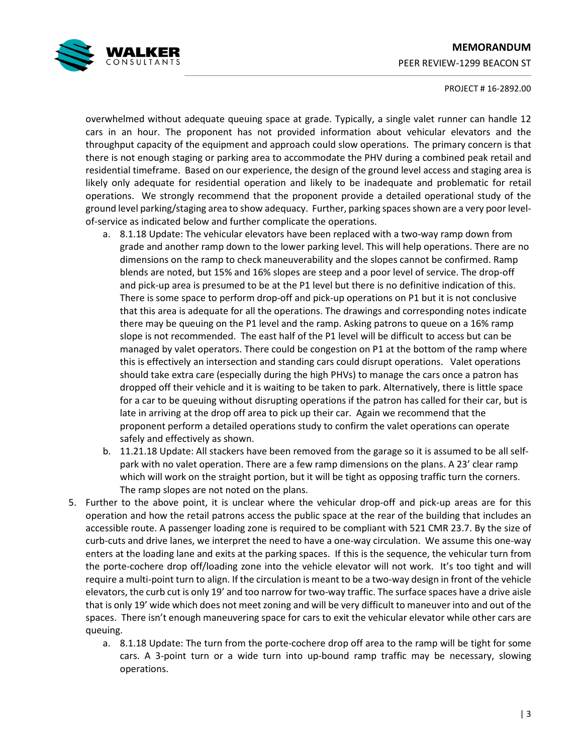overwhelmed without adequate queuing space at grade. Typically, a single valet runner can handle 12 cars in an hour. The proponent has not provided information about vehicular elevators and the throughput capacity of the equipment and approach could slow operations. The primary concern is that there is not enough staging or parking area to accommodate the PHV during a combined peak retail and residential timeframe. Based on our experience, the design of the ground level access and staging area is likely only adequate for residential operation and likely to be inadequate and problematic for retail operations. We strongly recommend that the proponent provide a detailed operational study of the ground level parking/staging area to show adequacy. Further, parking spaces shown are a very poor level-of-service as indicated below and further complicate the operations.

   a. 8.1.18 Update: The vehicular elevators have been replaced with a two-way ramp down from grade and another ramp down to the lower parking level. This will help operations. There are no dimensions on the ramp to check maneuverability and the slopes cannot be confirmed. Ramp blends are noted, but 15% and 16% slopes are steep and a poor level of service. The drop-off and pick-up area is presumed to be at the P1 level but there is no definitive indication of this. There is some space to perform drop-off and pick-up operations on P1 but it is not conclusive that this area is adequate for all the operations. The drawings and corresponding notes indicate there may be queuing on the P1 level and the ramp. Asking patrons to queue on a 16% ramp slope is not recommended. The east half of the P1 level will be difficult to access but can be managed by valet operators. There could be congestion on P1 at the bottom of the ramp where this is effectively an intersection and standing cars could disrupt operations. Valet operations should take extra care (especially during the high PHVs) to manage the cars once a patron has dropped off their vehicle and it is waiting to be taken to park. Alternatively, there is little space for a car to be queuing without disrupting operations if the patron has called for their car, but is late in arriving at the drop off area to pick up their car. Again we recommend that the proponent perform a detailed operations study to confirm the valet operations can operate safely and effectively as shown.
   b. 11.21.18 Update: All stackers have been removed from the garage so it is assumed to be all self-park with no valet operation. There are a few ramp dimensions on the plans. A 23' clear ramp which will work on the straight portion, but it will be tight as opposing traffic turn the corners. The ramp slopes are not noted on the plans.

5. Further to the above point, it is unclear where the vehicular drop-off and pick-up areas are for this operation and how the retail patrons access the public space at the rear of the building that includes an accessible route. A passenger loading zone is required to be compliant with 521 CMR 23.7. By the size of curb-cuts and drive lanes, we interpret the need to have a one-way circulation. We assume this one-way enters at the loading lane and exits at the parking spaces. If this is the sequence, the vehicular turn from the porte-cochere drop off/loading zone into the vehicle elevator will not work. It's too tight and will require a multi-point turn to align. If the circulation is meant to be a two-way design in front of the vehicle elevators, the curb cut is only 19' and too narrow for two-way traffic. The surface spaces have a drive aisle that is only 19' wide which does not meet zoning and will be very difficult to maneuver into and out of the spaces. There isn't enough maneuvering space for cars to exit the vehicular elevator while other cars are queuing.
   a. 8.1.18 Update: The turn from the porte-cochere drop off area to the ramp will be tight for some cars. A 3-point turn or a wide turn into up-bound ramp traffic may be necessary, slowing operations.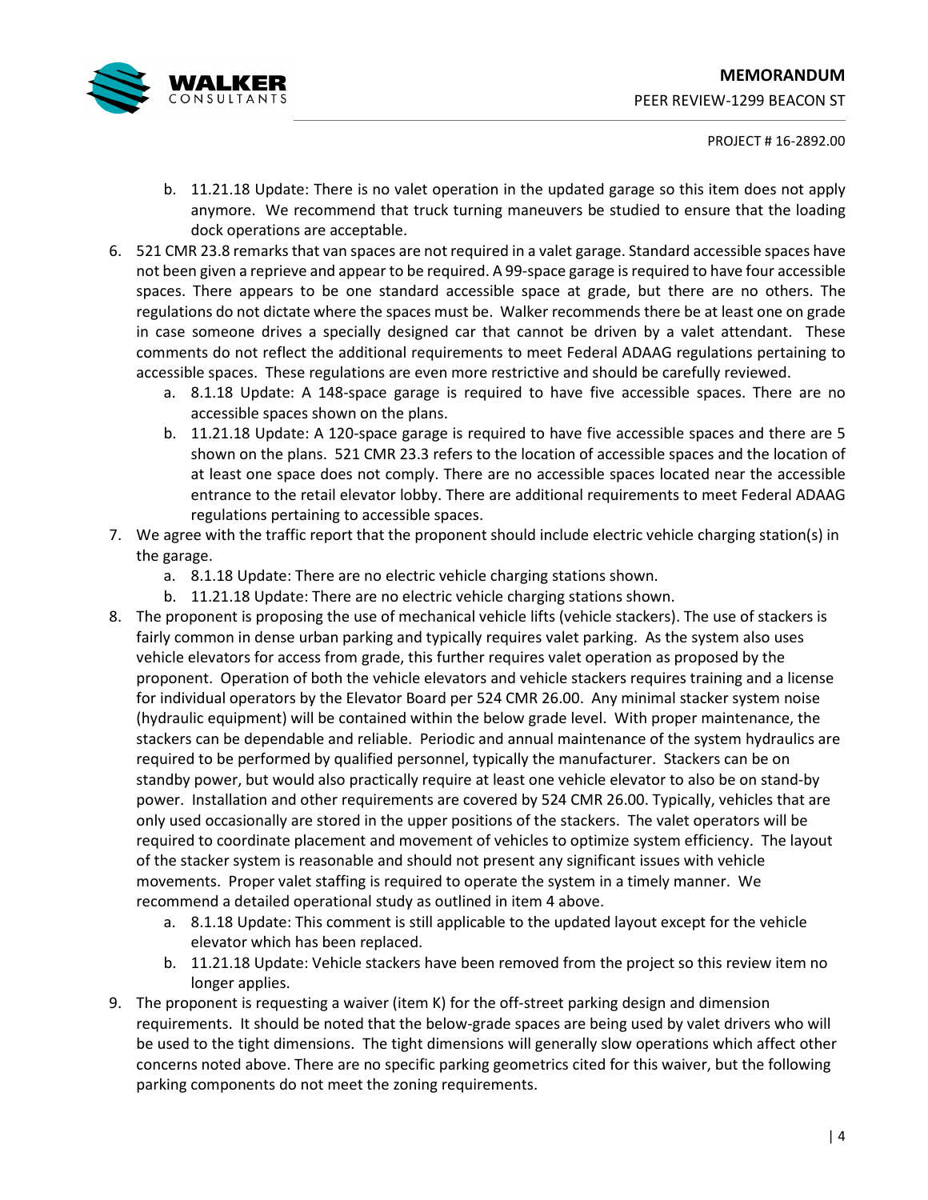b. 11.21.18 Update: There is no valet operation in the updated garage so this item does not apply anymore. We recommend that truck turning maneuvers be studied to ensure that the loading dock operations are acceptable.

6. 521 CMR 23.8 remarks that van spaces are not required in a valet garage. Standard accessible spaces have not been given a reprieve and appear to be required. A 99-space garage is required to have four accessible spaces. There appears to be one standard accessible space at grade, but there are no others. The regulations do not dictate where the spaces must be. Walker recommends there be at least one on grade in case someone drives a specially designed car that cannot be driven by a valet attendant. These comments do not reflect the additional requirements to meet Federal ADAAG regulations pertaining to accessible spaces. These regulations are even more restrictive and should be carefully reviewed.
   a. 8.1.18 Update: A 148-space garage is required to have five accessible spaces. There are no accessible spaces shown on the plans.
   b. 11.21.18 Update: A 120-space garage is required to have five accessible spaces and there are 5 shown on the plans. 521 CMR 23.3 refers to the location of accessible spaces and the location of at least one space does not comply. There are no accessible spaces located near the accessible entrance to the retail elevator lobby. There are additional requirements to meet Federal ADAAG regulations pertaining to accessible spaces.
7. We agree with the traffic report that the proponent should include electric vehicle charging station(s) in the garage.
   a. 8.1.18 Update: There are no electric vehicle charging stations shown.
   b. 11.21.18 Update: There are no electric vehicle charging stations shown.
8. The proponent is proposing the use of mechanical vehicle lifts (vehicle stackers). The use of stackers is fairly common in dense urban parking and typically requires valet parking. As the system also uses vehicle elevators for access from grade, this further requires valet operation as proposed by the proponent. Operation of both the vehicle elevators and vehicle stackers requires training and a license for individual operators by the Elevator Board per 524 CMR 26.00. Any minimal stacker system noise (hydraulic equipment) will be contained within the below grade level. With proper maintenance, the stackers can be dependable and reliable. Periodic and annual maintenance of the system hydraulics are required to be performed by qualified personnel, typically the manufacturer. Stackers can be on standby power, but would also practically require at least one vehicle elevator to also be on stand-by power. Installation and other requirements are covered by 524 CMR 26.00. Typically, vehicles that are only used occasionally are stored in the upper positions of the stackers. The valet operators will be required to coordinate placement and movement of vehicles to optimize system efficiency. The layout of the stacker system is reasonable and should not present any significant issues with vehicle movements. Proper valet staffing is required to operate the system in a timely manner. We recommend a detailed operational study as outlined in item 4 above.
   a. 8.1.18 Update: This comment is still applicable to the updated layout except for the vehicle elevator which has been replaced.
   b. 11.21.18 Update: Vehicle stackers have been removed from the project so this review item no longer applies.
9. The proponent is requesting a waiver (item K) for the off-street parking design and dimension requirements. It should be noted that the below-grade spaces are being used by valet drivers who will be used to the tight dimensions. The tight dimensions will generally slow operations which affect other concerns noted above. There are no specific parking geometrics cited for this waiver, but the following parking components do not meet the zoning requirements.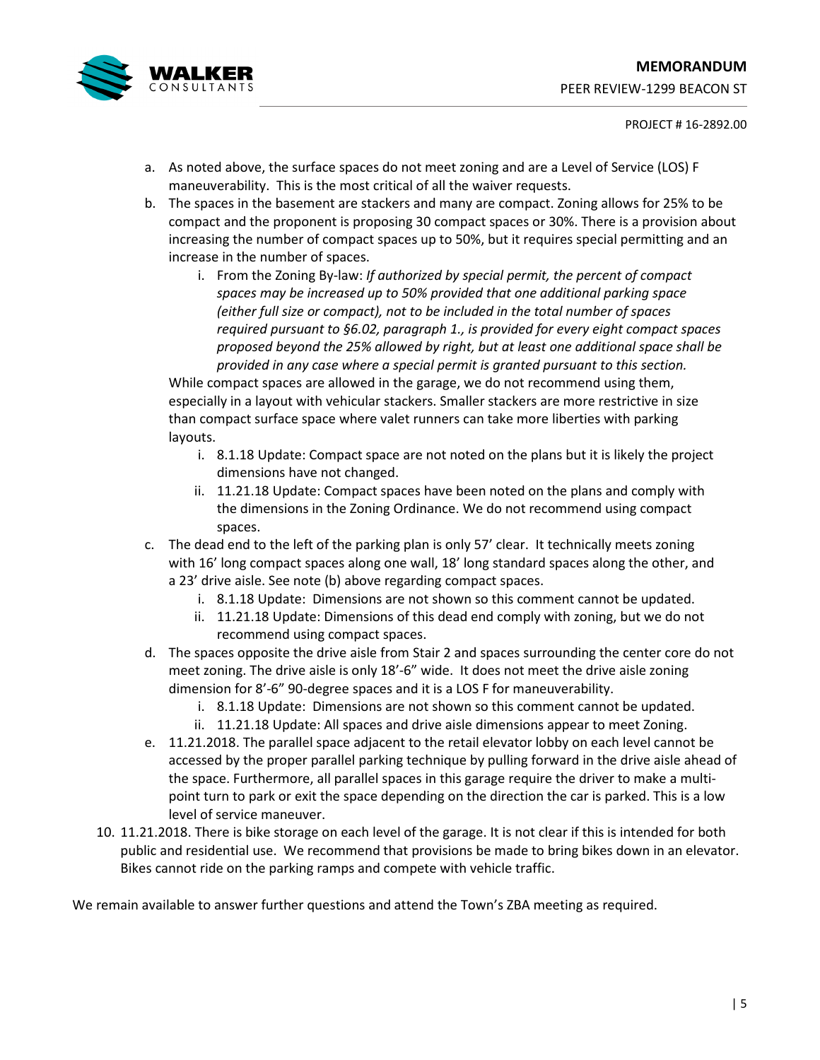a. As noted above, the surface spaces do not meet zoning and are a Level of Service (LOS) F maneuverability. This is the most critical of all the waiver requests.
b. The spaces in the basement are stackers and many are compact. Zoning allows for 25% to be compact and the proponent is proposing 30 compact spaces or 30%. There is a provision about increasing the number of compact spaces up to 50%, but it requires special permitting and an increase in the number of spaces.
   i. From the Zoning By-law: *If authorized by special permit, the percent of compact spaces may be increased up to 50% provided that one additional parking space (either full size or compact), not to be included in the total number of spaces required pursuant to §6.02, paragraph 1., is provided for every eight compact spaces proposed beyond the 25% allowed by right, but at least one additional space shall be provided in any case where a special permit is granted pursuant to this section.*

   While compact spaces are allowed in the garage, we do not recommend using them, especially in a layout with vehicular stackers. Smaller stackers are more restrictive in size than compact surface space where valet runners can take more liberties with parking layouts.
   i. 8.1.18 Update: Compact space are not noted on the plans but it is likely the project dimensions have not changed.
   ii. 11.21.18 Update: Compact spaces have been noted on the plans and comply with the dimensions in the Zoning Ordinance. We do not recommend using compact spaces.
c. The dead end to the left of the parking plan is only 57' clear. It technically meets zoning with 16' long compact spaces along one wall, 18' long standard spaces along the other, and a 23' drive aisle. See note (b) above regarding compact spaces.
   i. 8.1.18 Update: Dimensions are not shown so this comment cannot be updated.
   ii. 11.21.18 Update: Dimensions of this dead end comply with zoning, but we do not recommend using compact spaces.
d. The spaces opposite the drive aisle from Stair 2 and spaces surrounding the center core do not meet zoning. The drive aisle is only 18'-6" wide. It does not meet the drive aisle zoning dimension for 8'-6" 90-degree spaces and it is a LOS F for maneuverability.
   i. 8.1.18 Update: Dimensions are not shown so this comment cannot be updated.
   ii. 11.21.18 Update: All spaces and drive aisle dimensions appear to meet Zoning.
e. 11.21.2018. The parallel space adjacent to the retail elevator lobby on each level cannot be accessed by the proper parallel parking technique by pulling forward in the drive aisle ahead of the space. Furthermore, all parallel spaces in this garage require the driver to make a multi-point turn to park or exit the space depending on the direction the car is parked. This is a low level of service maneuver.

10. 11.21.2018. There is bike storage on each level of the garage. It is not clear if this is intended for both public and residential use. We recommend that provisions be made to bring bikes down in an elevator. Bikes cannot ride on the parking ramps and compete with vehicle traffic.

We remain available to answer further questions and attend the Town's ZBA meeting as required.